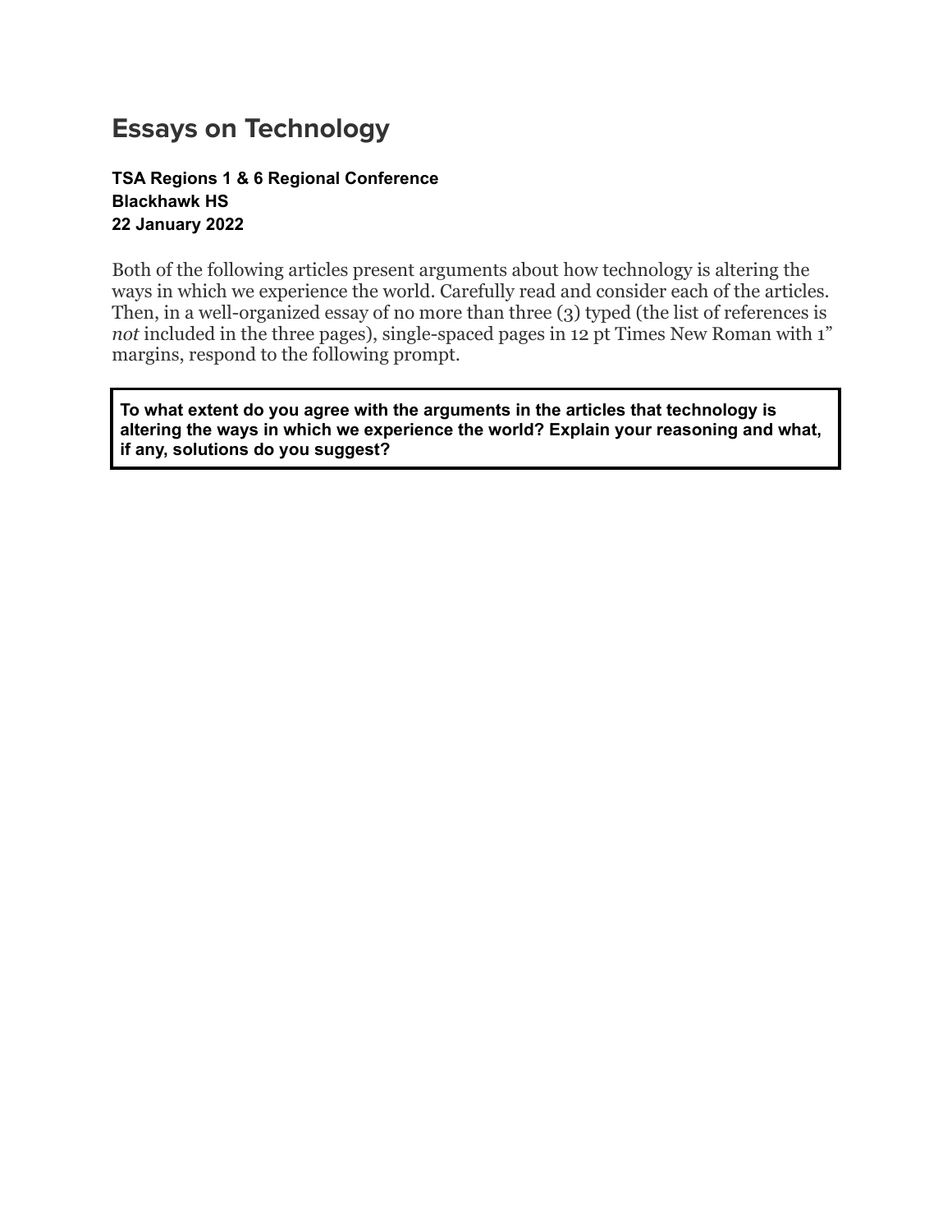# Essays on Technology

**TSA Regions 1 & 6 Regional Conference**
**Blackhawk HS**
**22 January 2022**

Both of the following articles present arguments about how technology is altering the ways in which we experience the world. Carefully read and consider each of the articles. Then, in a well-organized essay of no more than three (3) typed (the list of references is *not* included in the three pages), single-spaced pages in 12 pt Times New Roman with 1" margins, respond to the following prompt.

**To what extent do you agree with the arguments in the articles that technology is altering the ways in which we experience the world? Explain your reasoning and what, if any, solutions do you suggest?**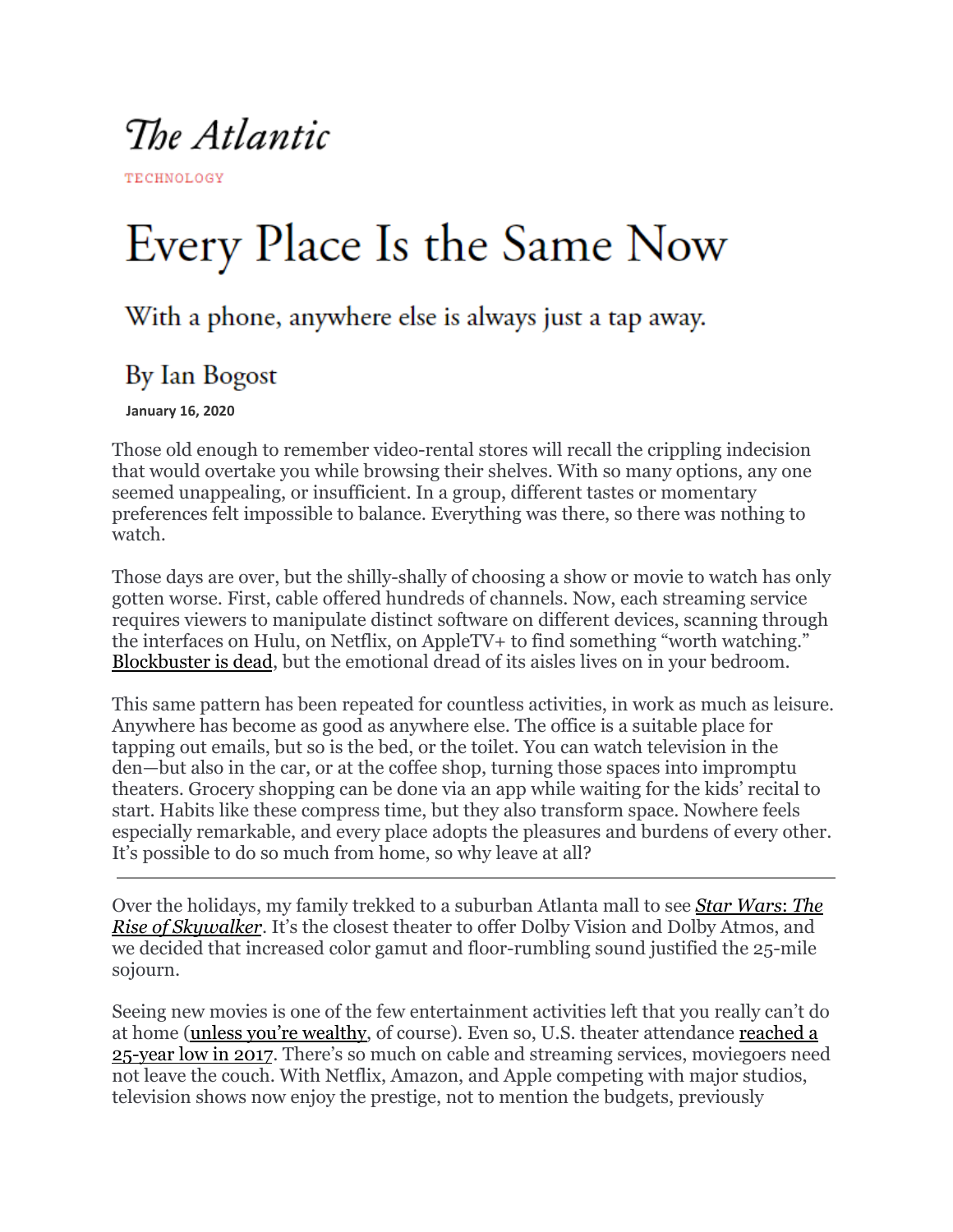# The Atlantic

TECHNOLOGY

# Every Place Is the Same Now

## With a phone, anywhere else is always just a tap away.

### By Ian Bogost

**January 16, 2020**

Those old enough to remember video-rental stores will recall the crippling indecision that would overtake you while browsing their shelves. With so many options, any one seemed unappealing, or insufficient. In a group, different tastes or momentary preferences felt impossible to balance. Everything was there, so there was nothing to watch.

Those days are over, but the shilly-shally of choosing a show or movie to watch has only gotten worse. First, cable offered hundreds of channels. Now, each streaming service requires viewers to manipulate distinct software on different devices, scanning through the interfaces on Hulu, on Netflix, on AppleTV+ to find something "worth watching." Blockbuster is dead, but the emotional dread of its aisles lives on in your bedroom.

This same pattern has been repeated for countless activities, in work as much as leisure. Anywhere has become as good as anywhere else. The office is a suitable place for tapping out emails, but so is the bed, or the toilet. You can watch television in the den—but also in the car, or at the coffee shop, turning those spaces into impromptu theaters. Grocery shopping can be done via an app while waiting for the kids' recital to start. Habits like these compress time, but they also transform space. Nowhere feels especially remarkable, and every place adopts the pleasures and burdens of every other. It's possible to do so much from home, so why leave at all?

---

Over the holidays, my family trekked to a suburban Atlanta mall to see *Star Wars: The Rise of Skywalker*. It's the closest theater to offer Dolby Vision and Dolby Atmos, and we decided that increased color gamut and floor-rumbling sound justified the 25-mile sojourn.

Seeing new movies is one of the few entertainment activities left that you really can't do at home (unless you're wealthy, of course). Even so, U.S. theater attendance reached a 25-year low in 2017. There's so much on cable and streaming services, moviegoers need not leave the couch. With Netflix, Amazon, and Apple competing with major studios, television shows now enjoy the prestige, not to mention the budgets, previously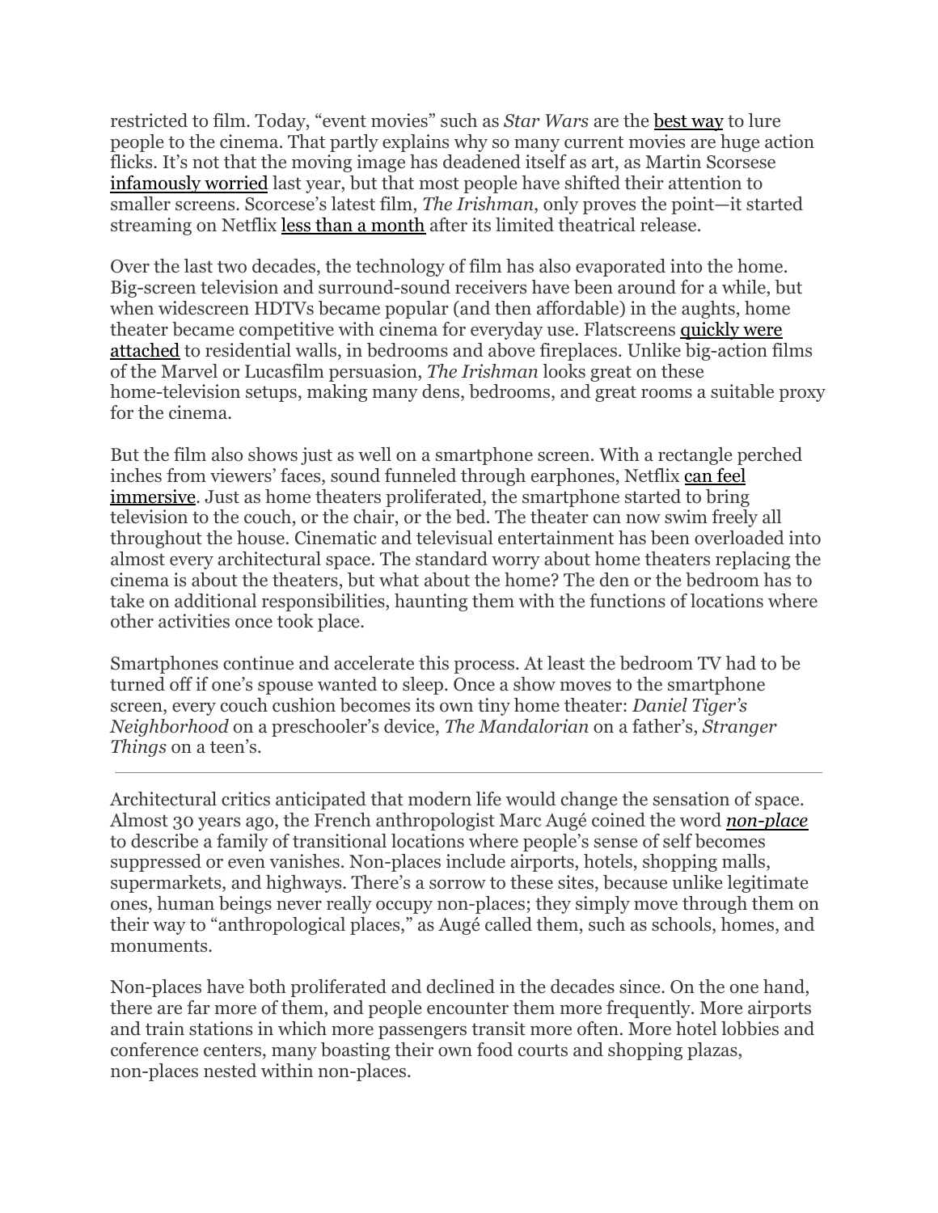restricted to film. Today, "event movies" such as *Star Wars* are the best way to lure people to the cinema. That partly explains why so many current movies are huge action flicks. It's not that the moving image has deadened itself as art, as Martin Scorsese infamously worried last year, but that most people have shifted their attention to smaller screens. Scorcese's latest film, *The Irishman*, only proves the point—it started streaming on Netflix less than a month after its limited theatrical release.

Over the last two decades, the technology of film has also evaporated into the home. Big-screen television and surround-sound receivers have been around for a while, but when widescreen HDTVs became popular (and then affordable) in the aughts, home theater became competitive with cinema for everyday use. Flatscreens quickly were attached to residential walls, in bedrooms and above fireplaces. Unlike big-action films of the Marvel or Lucasfilm persuasion, *The Irishman* looks great on these home-television setups, making many dens, bedrooms, and great rooms a suitable proxy for the cinema.

But the film also shows just as well on a smartphone screen. With a rectangle perched inches from viewers' faces, sound funneled through earphones, Netflix can feel immersive. Just as home theaters proliferated, the smartphone started to bring television to the couch, or the chair, or the bed. The theater can now swim freely all throughout the house. Cinematic and televisual entertainment has been overloaded into almost every architectural space. The standard worry about home theaters replacing the cinema is about the theaters, but what about the home? The den or the bedroom has to take on additional responsibilities, haunting them with the functions of locations where other activities once took place.

Smartphones continue and accelerate this process. At least the bedroom TV had to be turned off if one's spouse wanted to sleep. Once a show moves to the smartphone screen, every couch cushion becomes its own tiny home theater: *Daniel Tiger's Neighborhood* on a preschooler's device, *The Mandalorian* on a father's, *Stranger Things* on a teen's.

---

Architectural critics anticipated that modern life would change the sensation of space. Almost 30 years ago, the French anthropologist Marc Augé coined the word ***non-place*** to describe a family of transitional locations where people's sense of self becomes suppressed or even vanishes. Non-places include airports, hotels, shopping malls, supermarkets, and highways. There's a sorrow to these sites, because unlike legitimate ones, human beings never really occupy non-places; they simply move through them on their way to "anthropological places," as Augé called them, such as schools, homes, and monuments.

Non-places have both proliferated and declined in the decades since. On the one hand, there are far more of them, and people encounter them more frequently. More airports and train stations in which more passengers transit more often. More hotel lobbies and conference centers, many boasting their own food courts and shopping plazas, non-places nested within non-places.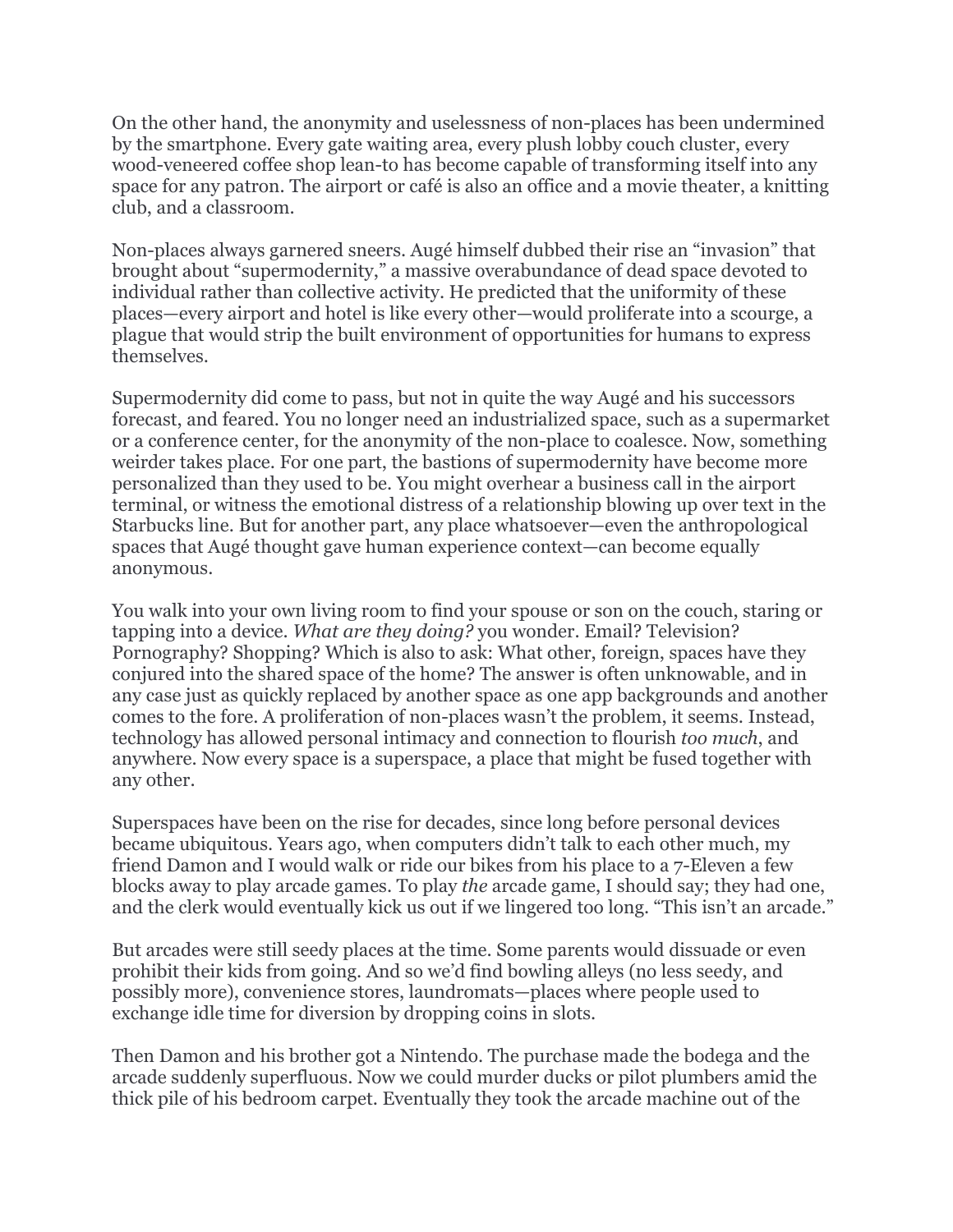On the other hand, the anonymity and uselessness of non-places has been undermined by the smartphone. Every gate waiting area, every plush lobby couch cluster, every wood-veneered coffee shop lean-to has become capable of transforming itself into any space for any patron. The airport or café is also an office and a movie theater, a knitting club, and a classroom.

Non-places always garnered sneers. Augé himself dubbed their rise an "invasion" that brought about "supermodernity," a massive overabundance of dead space devoted to individual rather than collective activity. He predicted that the uniformity of these places—every airport and hotel is like every other—would proliferate into a scourge, a plague that would strip the built environment of opportunities for humans to express themselves.

Supermodernity did come to pass, but not in quite the way Augé and his successors forecast, and feared. You no longer need an industrialized space, such as a supermarket or a conference center, for the anonymity of the non-place to coalesce. Now, something weirder takes place. For one part, the bastions of supermodernity have become more personalized than they used to be. You might overhear a business call in the airport terminal, or witness the emotional distress of a relationship blowing up over text in the Starbucks line. But for another part, any place whatsoever—even the anthropological spaces that Augé thought gave human experience context—can become equally anonymous.

You walk into your own living room to find your spouse or son on the couch, staring or tapping into a device. *What are they doing?* you wonder. Email? Television? Pornography? Shopping? Which is also to ask: What other, foreign, spaces have they conjured into the shared space of the home? The answer is often unknowable, and in any case just as quickly replaced by another space as one app backgrounds and another comes to the fore. A proliferation of non-places wasn't the problem, it seems. Instead, technology has allowed personal intimacy and connection to flourish *too much*, and anywhere. Now every space is a superspace, a place that might be fused together with any other.

Superspaces have been on the rise for decades, since long before personal devices became ubiquitous. Years ago, when computers didn't talk to each other much, my friend Damon and I would walk or ride our bikes from his place to a 7-Eleven a few blocks away to play arcade games. To play *the* arcade game, I should say; they had one, and the clerk would eventually kick us out if we lingered too long. "This isn't an arcade."

But arcades were still seedy places at the time. Some parents would dissuade or even prohibit their kids from going. And so we'd find bowling alleys (no less seedy, and possibly more), convenience stores, laundromats—places where people used to exchange idle time for diversion by dropping coins in slots.

Then Damon and his brother got a Nintendo. The purchase made the bodega and the arcade suddenly superfluous. Now we could murder ducks or pilot plumbers amid the thick pile of his bedroom carpet. Eventually they took the arcade machine out of the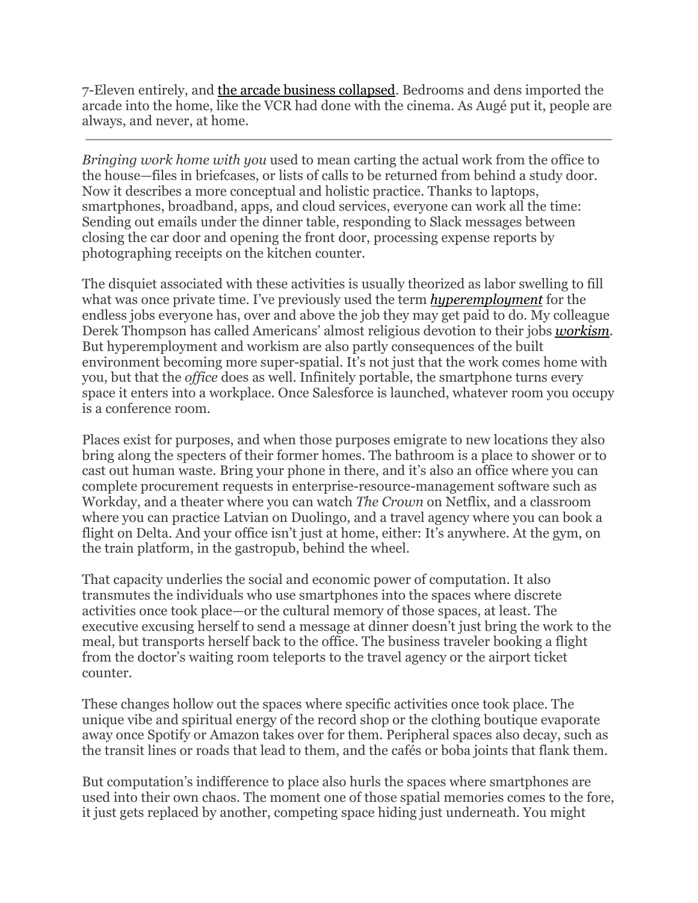7-Eleven entirely, and the arcade business collapsed. Bedrooms and dens imported the arcade into the home, like the VCR had done with the cinema. As Augé put it, people are always, and never, at home.

---

*Bringing work home with you* used to mean carting the actual work from the office to the house—files in briefcases, or lists of calls to be returned from behind a study door. Now it describes a more conceptual and holistic practice. Thanks to laptops, smartphones, broadband, apps, and cloud services, everyone can work all the time: Sending out emails under the dinner table, responding to Slack messages between closing the car door and opening the front door, processing expense reports by photographing receipts on the kitchen counter.

The disquiet associated with these activities is usually theorized as labor swelling to fill what was once private time. I've previously used the term ***hyperemployment*** for the endless jobs everyone has, over and above the job they may get paid to do. My colleague Derek Thompson has called Americans' almost religious devotion to their jobs ***workism***. But hyperemployment and workism are also partly consequences of the built environment becoming more super-spatial. It's not just that the work comes home with you, but that the *office* does as well. Infinitely portable, the smartphone turns every space it enters into a workplace. Once Salesforce is launched, whatever room you occupy is a conference room.

Places exist for purposes, and when those purposes emigrate to new locations they also bring along the specters of their former homes. The bathroom is a place to shower or to cast out human waste. Bring your phone in there, and it's also an office where you can complete procurement requests in enterprise-resource-management software such as Workday, and a theater where you can watch *The Crown* on Netflix, and a classroom where you can practice Latvian on Duolingo, and a travel agency where you can book a flight on Delta. And your office isn't just at home, either: It's anywhere. At the gym, on the train platform, in the gastropub, behind the wheel.

That capacity underlies the social and economic power of computation. It also transmutes the individuals who use smartphones into the spaces where discrete activities once took place—or the cultural memory of those spaces, at least. The executive excusing herself to send a message at dinner doesn't just bring the work to the meal, but transports herself back to the office. The business traveler booking a flight from the doctor's waiting room teleports to the travel agency or the airport ticket counter.

These changes hollow out the spaces where specific activities once took place. The unique vibe and spiritual energy of the record shop or the clothing boutique evaporate away once Spotify or Amazon takes over for them. Peripheral spaces also decay, such as the transit lines or roads that lead to them, and the cafés or boba joints that flank them.

But computation's indifference to place also hurls the spaces where smartphones are used into their own chaos. The moment one of those spatial memories comes to the fore, it just gets replaced by another, competing space hiding just underneath. You might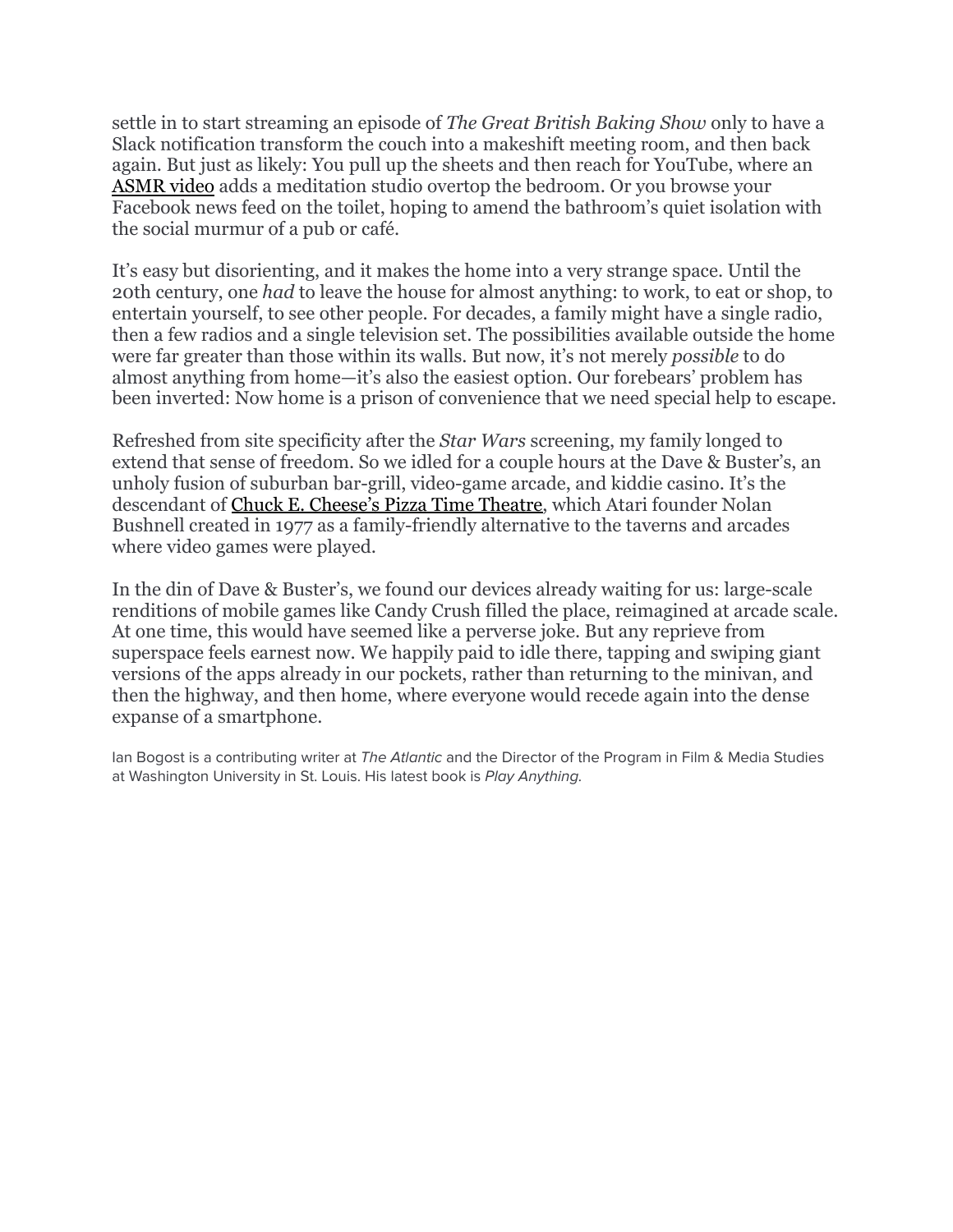settle in to start streaming an episode of *The Great British Baking Show* only to have a Slack notification transform the couch into a makeshift meeting room, and then back again. But just as likely: You pull up the sheets and then reach for YouTube, where an ASMR video adds a meditation studio overtop the bedroom. Or you browse your Facebook news feed on the toilet, hoping to amend the bathroom's quiet isolation with the social murmur of a pub or café.

It's easy but disorienting, and it makes the home into a very strange space. Until the 20th century, one *had* to leave the house for almost anything: to work, to eat or shop, to entertain yourself, to see other people. For decades, a family might have a single radio, then a few radios and a single television set. The possibilities available outside the home were far greater than those within its walls. But now, it's not merely *possible* to do almost anything from home—it's also the easiest option. Our forebears' problem has been inverted: Now home is a prison of convenience that we need special help to escape.

Refreshed from site specificity after the *Star Wars* screening, my family longed to extend that sense of freedom. So we idled for a couple hours at the Dave & Buster's, an unholy fusion of suburban bar-grill, video-game arcade, and kiddie casino. It's the descendant of Chuck E. Cheese's Pizza Time Theatre, which Atari founder Nolan Bushnell created in 1977 as a family-friendly alternative to the taverns and arcades where video games were played.

In the din of Dave & Buster's, we found our devices already waiting for us: large-scale renditions of mobile games like Candy Crush filled the place, reimagined at arcade scale. At one time, this would have seemed like a perverse joke. But any reprieve from superspace feels earnest now. We happily paid to idle there, tapping and swiping giant versions of the apps already in our pockets, rather than returning to the minivan, and then the highway, and then home, where everyone would recede again into the dense expanse of a smartphone.

Ian Bogost is a contributing writer at *The Atlantic* and the Director of the Program in Film & Media Studies at Washington University in St. Louis. His latest book is *Play Anything*.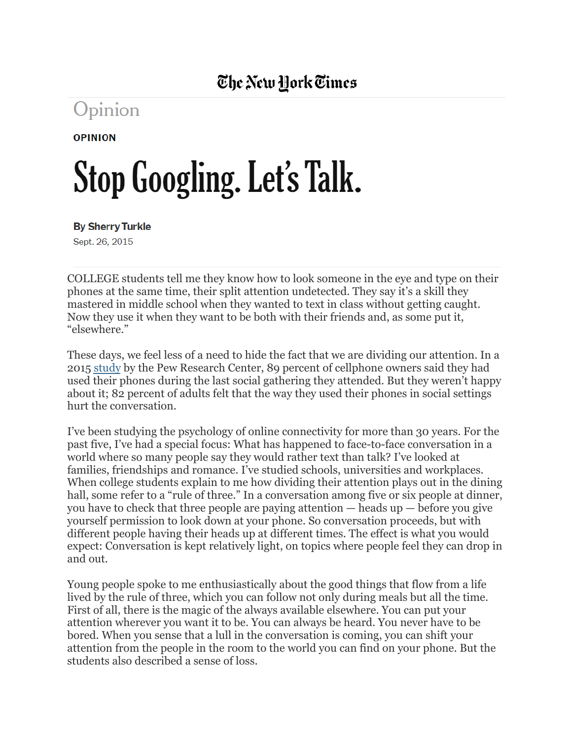The New York Times

Opinion

OPINION

# Stop Googling. Let's Talk.

**By Sherry Turkle**

Sept. 26, 2015

COLLEGE students tell me they know how to look someone in the eye and type on their phones at the same time, their split attention undetected. They say it's a skill they mastered in middle school when they wanted to text in class without getting caught. Now they use it when they want to be both with their friends and, as some put it, "elsewhere."

These days, we feel less of a need to hide the fact that we are dividing our attention. In a 2015 study by the Pew Research Center, 89 percent of cellphone owners said they had used their phones during the last social gathering they attended. But they weren't happy about it; 82 percent of adults felt that the way they used their phones in social settings hurt the conversation.

I've been studying the psychology of online connectivity for more than 30 years. For the past five, I've had a special focus: What has happened to face-to-face conversation in a world where so many people say they would rather text than talk? I've looked at families, friendships and romance. I've studied schools, universities and workplaces. When college students explain to me how dividing their attention plays out in the dining hall, some refer to a "rule of three." In a conversation among five or six people at dinner, you have to check that three people are paying attention — heads up — before you give yourself permission to look down at your phone. So conversation proceeds, but with different people having their heads up at different times. The effect is what you would expect: Conversation is kept relatively light, on topics where people feel they can drop in and out.

Young people spoke to me enthusiastically about the good things that flow from a life lived by the rule of three, which you can follow not only during meals but all the time. First of all, there is the magic of the always available elsewhere. You can put your attention wherever you want it to be. You can always be heard. You never have to be bored. When you sense that a lull in the conversation is coming, you can shift your attention from the people in the room to the world you can find on your phone. But the students also described a sense of loss.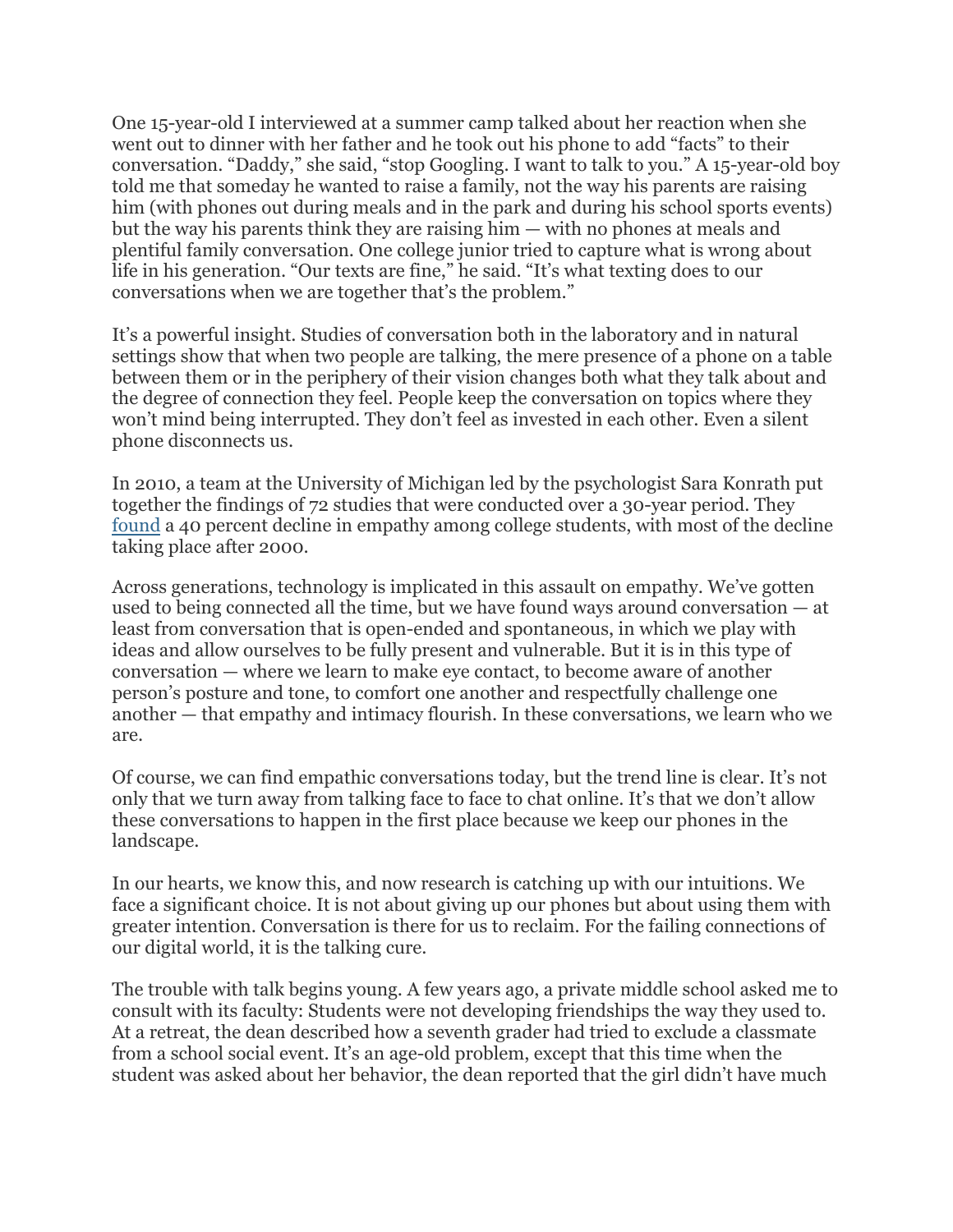One 15-year-old I interviewed at a summer camp talked about her reaction when she went out to dinner with her father and he took out his phone to add "facts" to their conversation. "Daddy," she said, "stop Googling. I want to talk to you." A 15-year-old boy told me that someday he wanted to raise a family, not the way his parents are raising him (with phones out during meals and in the park and during his school sports events) but the way his parents think they are raising him — with no phones at meals and plentiful family conversation. One college junior tried to capture what is wrong about life in his generation. "Our texts are fine," he said. "It's what texting does to our conversations when we are together that's the problem."

It's a powerful insight. Studies of conversation both in the laboratory and in natural settings show that when two people are talking, the mere presence of a phone on a table between them or in the periphery of their vision changes both what they talk about and the degree of connection they feel. People keep the conversation on topics where they won't mind being interrupted. They don't feel as invested in each other. Even a silent phone disconnects us.

In 2010, a team at the University of Michigan led by the psychologist Sara Konrath put together the findings of 72 studies that were conducted over a 30-year period. They found a 40 percent decline in empathy among college students, with most of the decline taking place after 2000.

Across generations, technology is implicated in this assault on empathy. We've gotten used to being connected all the time, but we have found ways around conversation — at least from conversation that is open-ended and spontaneous, in which we play with ideas and allow ourselves to be fully present and vulnerable. But it is in this type of conversation — where we learn to make eye contact, to become aware of another person's posture and tone, to comfort one another and respectfully challenge one another — that empathy and intimacy flourish. In these conversations, we learn who we are.

Of course, we can find empathic conversations today, but the trend line is clear. It's not only that we turn away from talking face to face to chat online. It's that we don't allow these conversations to happen in the first place because we keep our phones in the landscape.

In our hearts, we know this, and now research is catching up with our intuitions. We face a significant choice. It is not about giving up our phones but about using them with greater intention. Conversation is there for us to reclaim. For the failing connections of our digital world, it is the talking cure.

The trouble with talk begins young. A few years ago, a private middle school asked me to consult with its faculty: Students were not developing friendships the way they used to. At a retreat, the dean described how a seventh grader had tried to exclude a classmate from a school social event. It's an age-old problem, except that this time when the student was asked about her behavior, the dean reported that the girl didn't have much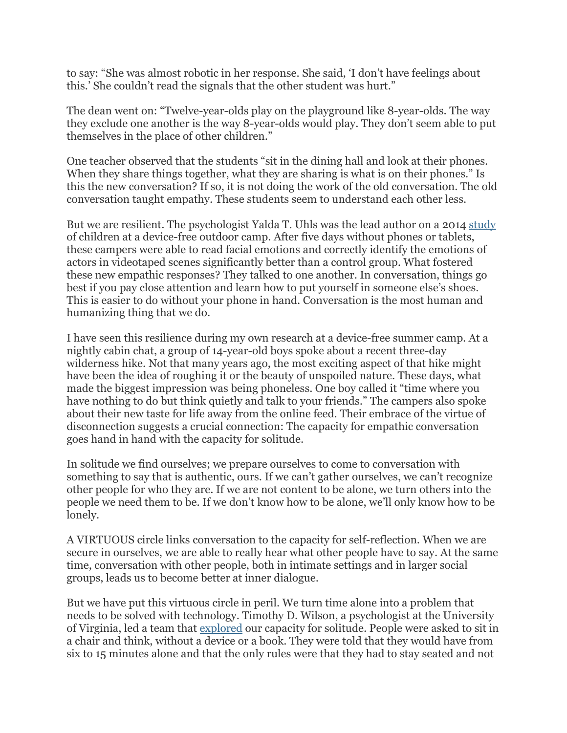to say: “She was almost robotic in her response. She said, ‘I don’t have feelings about this.’ She couldn’t read the signals that the other student was hurt.”

The dean went on: “Twelve-year-olds play on the playground like 8-year-olds. The way they exclude one another is the way 8-year-olds would play. They don’t seem able to put themselves in the place of other children.”

One teacher observed that the students “sit in the dining hall and look at their phones. When they share things together, what they are sharing is what is on their phones.” Is this the new conversation? If so, it is not doing the work of the old conversation. The old conversation taught empathy. These students seem to understand each other less.

But we are resilient. The psychologist Yalda T. Uhls was the lead author on a 2014 study of children at a device-free outdoor camp. After five days without phones or tablets, these campers were able to read facial emotions and correctly identify the emotions of actors in videotaped scenes significantly better than a control group. What fostered these new empathic responses? They talked to one another. In conversation, things go best if you pay close attention and learn how to put yourself in someone else’s shoes. This is easier to do without your phone in hand. Conversation is the most human and humanizing thing that we do.

I have seen this resilience during my own research at a device-free summer camp. At a nightly cabin chat, a group of 14-year-old boys spoke about a recent three-day wilderness hike. Not that many years ago, the most exciting aspect of that hike might have been the idea of roughing it or the beauty of unspoiled nature. These days, what made the biggest impression was being phoneless. One boy called it “time where you have nothing to do but think quietly and talk to your friends.” The campers also spoke about their new taste for life away from the online feed. Their embrace of the virtue of disconnection suggests a crucial connection: The capacity for empathic conversation goes hand in hand with the capacity for solitude.

In solitude we find ourselves; we prepare ourselves to come to conversation with something to say that is authentic, ours. If we can’t gather ourselves, we can’t recognize other people for who they are. If we are not content to be alone, we turn others into the people we need them to be. If we don’t know how to be alone, we’ll only know how to be lonely.

A VIRTUOUS circle links conversation to the capacity for self-reflection. When we are secure in ourselves, we are able to really hear what other people have to say. At the same time, conversation with other people, both in intimate settings and in larger social groups, leads us to become better at inner dialogue.

But we have put this virtuous circle in peril. We turn time alone into a problem that needs to be solved with technology. Timothy D. Wilson, a psychologist at the University of Virginia, led a team that explored our capacity for solitude. People were asked to sit in a chair and think, without a device or a book. They were told that they would have from six to 15 minutes alone and that the only rules were that they had to stay seated and not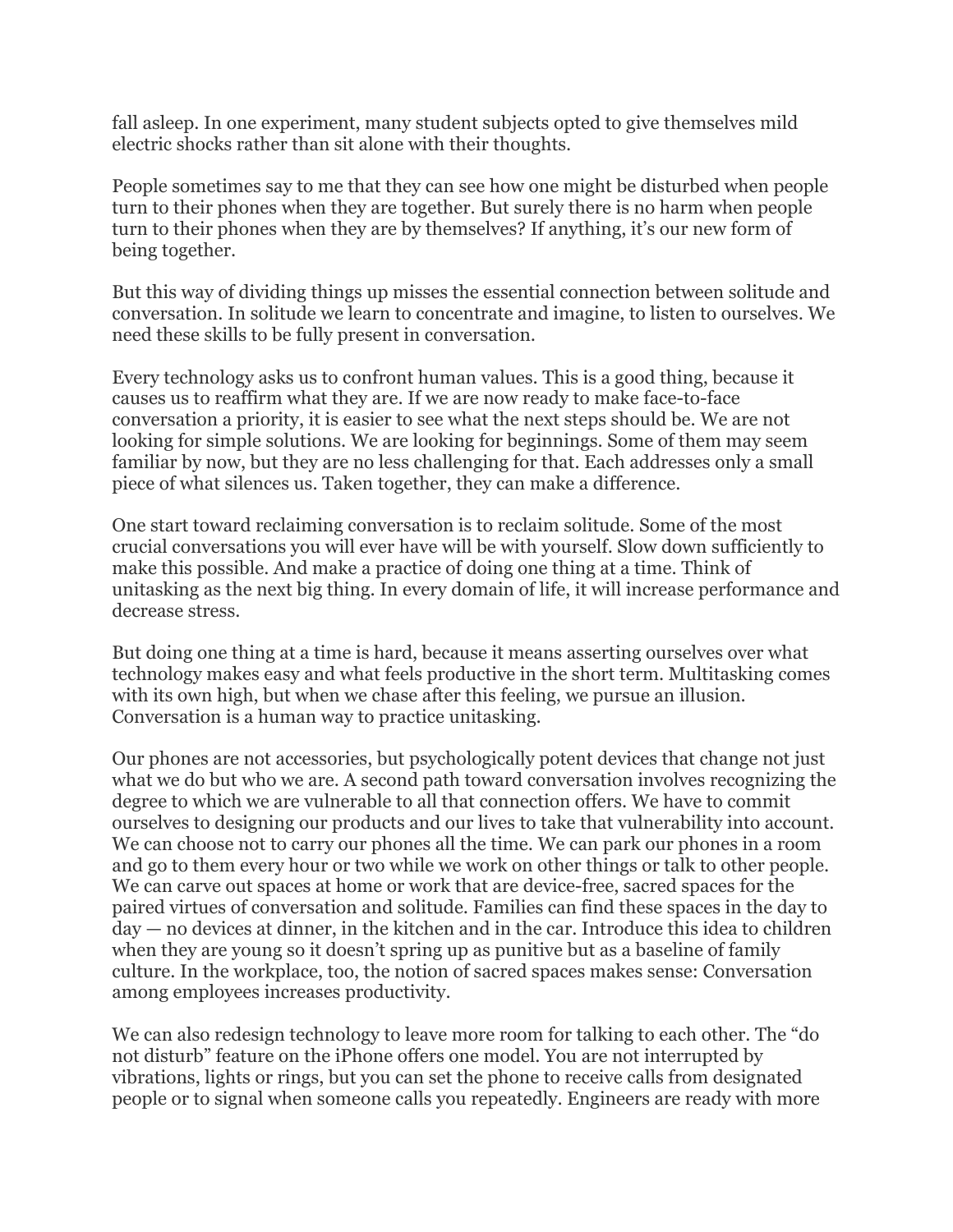fall asleep. In one experiment, many student subjects opted to give themselves mild electric shocks rather than sit alone with their thoughts.

People sometimes say to me that they can see how one might be disturbed when people turn to their phones when they are together. But surely there is no harm when people turn to their phones when they are by themselves? If anything, it's our new form of being together.

But this way of dividing things up misses the essential connection between solitude and conversation. In solitude we learn to concentrate and imagine, to listen to ourselves. We need these skills to be fully present in conversation.

Every technology asks us to confront human values. This is a good thing, because it causes us to reaffirm what they are. If we are now ready to make face-to-face conversation a priority, it is easier to see what the next steps should be. We are not looking for simple solutions. We are looking for beginnings. Some of them may seem familiar by now, but they are no less challenging for that. Each addresses only a small piece of what silences us. Taken together, they can make a difference.

One start toward reclaiming conversation is to reclaim solitude. Some of the most crucial conversations you will ever have will be with yourself. Slow down sufficiently to make this possible. And make a practice of doing one thing at a time. Think of unitasking as the next big thing. In every domain of life, it will increase performance and decrease stress.

But doing one thing at a time is hard, because it means asserting ourselves over what technology makes easy and what feels productive in the short term. Multitasking comes with its own high, but when we chase after this feeling, we pursue an illusion. Conversation is a human way to practice unitasking.

Our phones are not accessories, but psychologically potent devices that change not just what we do but who we are. A second path toward conversation involves recognizing the degree to which we are vulnerable to all that connection offers. We have to commit ourselves to designing our products and our lives to take that vulnerability into account. We can choose not to carry our phones all the time. We can park our phones in a room and go to them every hour or two while we work on other things or talk to other people. We can carve out spaces at home or work that are device-free, sacred spaces for the paired virtues of conversation and solitude. Families can find these spaces in the day to day — no devices at dinner, in the kitchen and in the car. Introduce this idea to children when they are young so it doesn't spring up as punitive but as a baseline of family culture. In the workplace, too, the notion of sacred spaces makes sense: Conversation among employees increases productivity.

We can also redesign technology to leave more room for talking to each other. The "do not disturb" feature on the iPhone offers one model. You are not interrupted by vibrations, lights or rings, but you can set the phone to receive calls from designated people or to signal when someone calls you repeatedly. Engineers are ready with more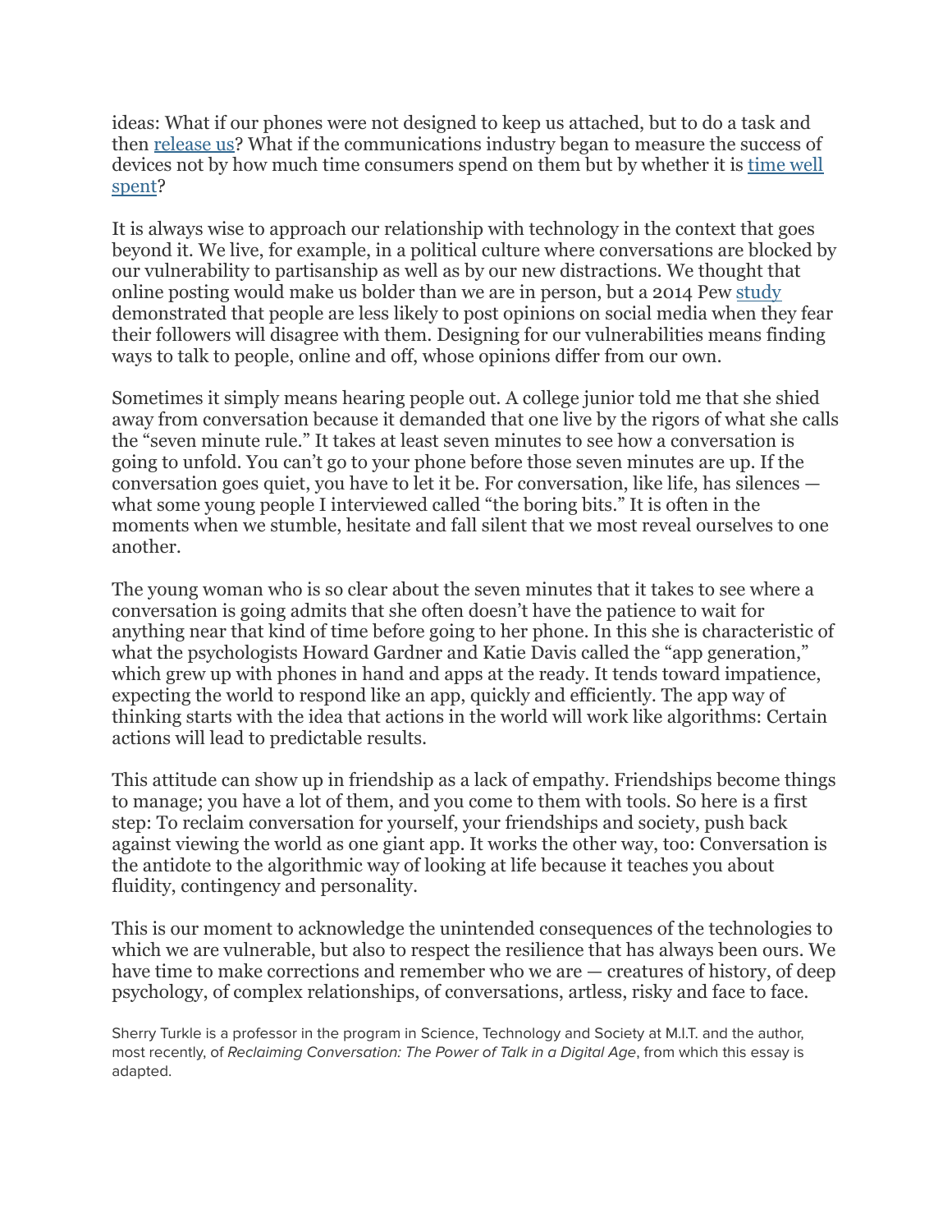ideas: What if our phones were not designed to keep us attached, but to do a task and then release us? What if the communications industry began to measure the success of devices not by how much time consumers spend on them but by whether it is time well spent?

It is always wise to approach our relationship with technology in the context that goes beyond it. We live, for example, in a political culture where conversations are blocked by our vulnerability to partisanship as well as by our new distractions. We thought that online posting would make us bolder than we are in person, but a 2014 Pew study demonstrated that people are less likely to post opinions on social media when they fear their followers will disagree with them. Designing for our vulnerabilities means finding ways to talk to people, online and off, whose opinions differ from our own.

Sometimes it simply means hearing people out. A college junior told me that she shied away from conversation because it demanded that one live by the rigors of what she calls the "seven minute rule." It takes at least seven minutes to see how a conversation is going to unfold. You can't go to your phone before those seven minutes are up. If the conversation goes quiet, you have to let it be. For conversation, like life, has silences — what some young people I interviewed called "the boring bits." It is often in the moments when we stumble, hesitate and fall silent that we most reveal ourselves to one another.

The young woman who is so clear about the seven minutes that it takes to see where a conversation is going admits that she often doesn't have the patience to wait for anything near that kind of time before going to her phone. In this she is characteristic of what the psychologists Howard Gardner and Katie Davis called the "app generation," which grew up with phones in hand and apps at the ready. It tends toward impatience, expecting the world to respond like an app, quickly and efficiently. The app way of thinking starts with the idea that actions in the world will work like algorithms: Certain actions will lead to predictable results.

This attitude can show up in friendship as a lack of empathy. Friendships become things to manage; you have a lot of them, and you come to them with tools. So here is a first step: To reclaim conversation for yourself, your friendships and society, push back against viewing the world as one giant app. It works the other way, too: Conversation is the antidote to the algorithmic way of looking at life because it teaches you about fluidity, contingency and personality.

This is our moment to acknowledge the unintended consequences of the technologies to which we are vulnerable, but also to respect the resilience that has always been ours. We have time to make corrections and remember who we are — creatures of history, of deep psychology, of complex relationships, of conversations, artless, risky and face to face.

Sherry Turkle is a professor in the program in Science, Technology and Society at M.I.T. and the author, most recently, of *Reclaiming Conversation: The Power of Talk in a Digital Age*, from which this essay is adapted.